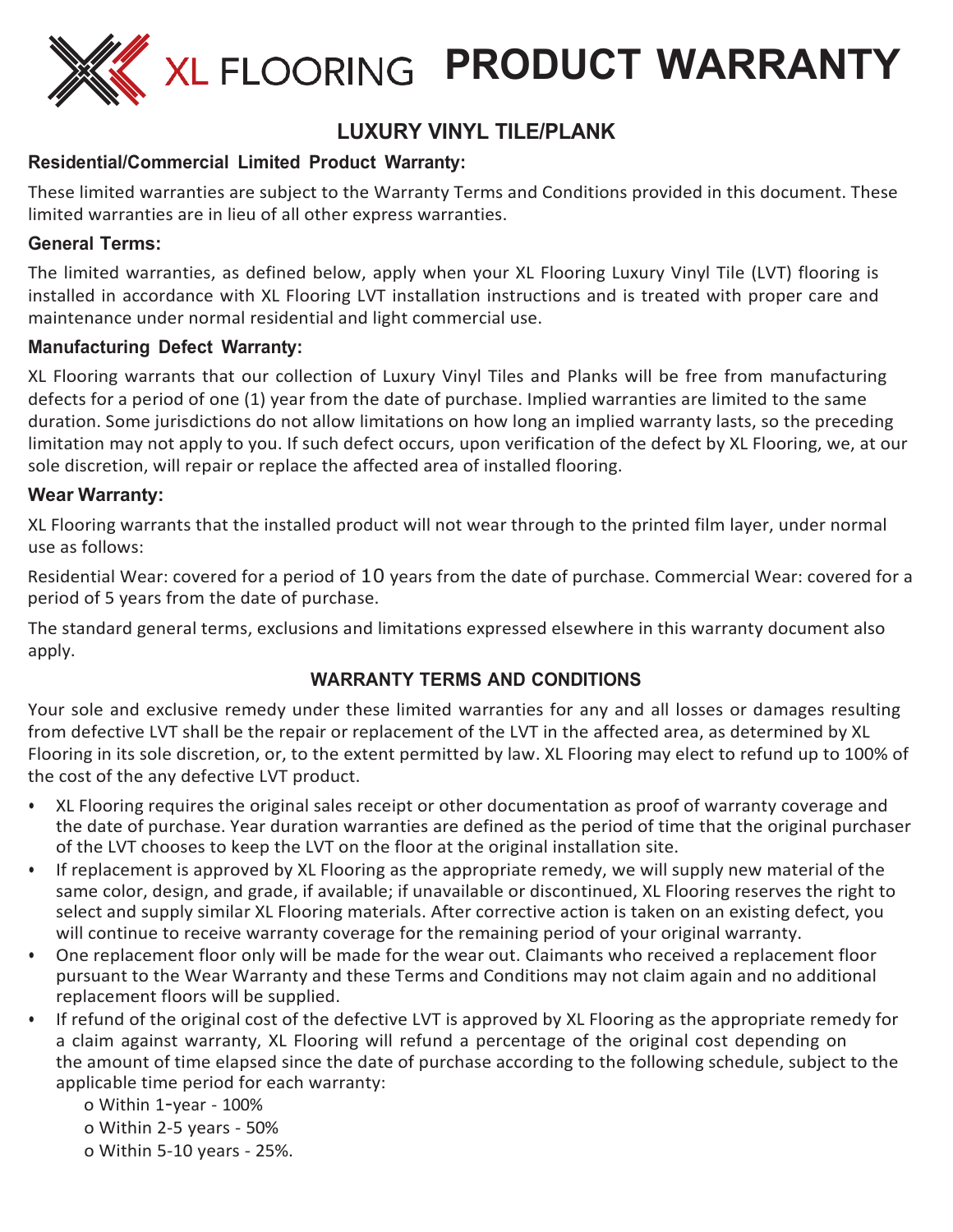# XL FLOORING PRODUCT WARRANTY

## LUXURY VINYL TILE/PLANK

### Residential/Commercial Limited Product Warranty:

These limited warranties are subject to the Warranty Terms and Conditions provided in this document. These limited warranties are in lieu of all other express warranties.

### General Terms:

The limited warranties, as defined below, apply when your XL Flooring Luxury Vinyl Tile (LVT) flooring is installed in accordance with XL Flooring LVT installation instructions and is treated with proper care and maintenance under normal residential and light commercial use.

### Manufacturing Defect Warranty:

XL Flooring warrants that our collection of Luxury Vinyl Tiles and Planks will be free from manufacturing defects for a period of one (1) year from the date of purchase. Implied warranties are limited to the same duration. Some jurisdictions do not allow limitations on how long an implied warranty lasts, so the preceding limitation may not apply to you. If such defect occurs, upon verification of the defect by XL Flooring, we, at our sole discretion, will repair or replace the affected area of installed flooring.

### Wear Warranty:

XL Flooring warrants that the installed product will not wear through to the printed film layer, under normal use as follows:

Residential Wear: covered for a period of 10 years from the date of purchase. Commercial Wear: covered for a period of 5 years from the date of purchase.

The standard general terms, exclusions and limitations expressed elsewhere in this warranty document also apply.

### WARRANTY TERMS AND CONDITIONS

Your sole and exclusive remedy under these limited warranties for any and all losses or damages resulting from defective LVT shall be the repair or replacement of the LVT in the affected area, as determined by XL Flooring in its sole discretion, or, to the extent permitted by law. XL Flooring may elect to refund up to 100% of the cost of the any defective LVT product.

- XL Flooring requires the original sales receipt or other documentation as proof of warranty coverage and the date of purchase. Year duration warranties are defined as the period of time that the original purchaser of the LVT chooses to keep the LVT on the floor at the original installation site.
- If replacement is approved by XL Flooring as the appropriate remedy, we will supply new material of the same color, design, and grade, if available; if unavailable or discontinued, XL Flooring reserves the right to select and supply similar XL Flooring materials. After corrective action is taken on an existing defect, you will continue to receive warranty coverage for the remaining period of your original warranty.
- One replacement floor only will be made for the wear out. Claimants who received a replacement floor pursuant to the Wear Warranty and these Terms and Conditions may not claim again and no additional replacement floors will be supplied.
- If refund of the original cost of the defective LVT is approved by XL Flooring as the appropriate remedy for a claim against warranty, XL Flooring will refund a percentage of the original cost depending on the amount of time elapsed since the date of purchase according to the following schedule, subject to the applicable time period for each warranty:
  - Within 1-year - 100%
  - Within 2-5 years - 50%
  - Within 5-10 years - 25%.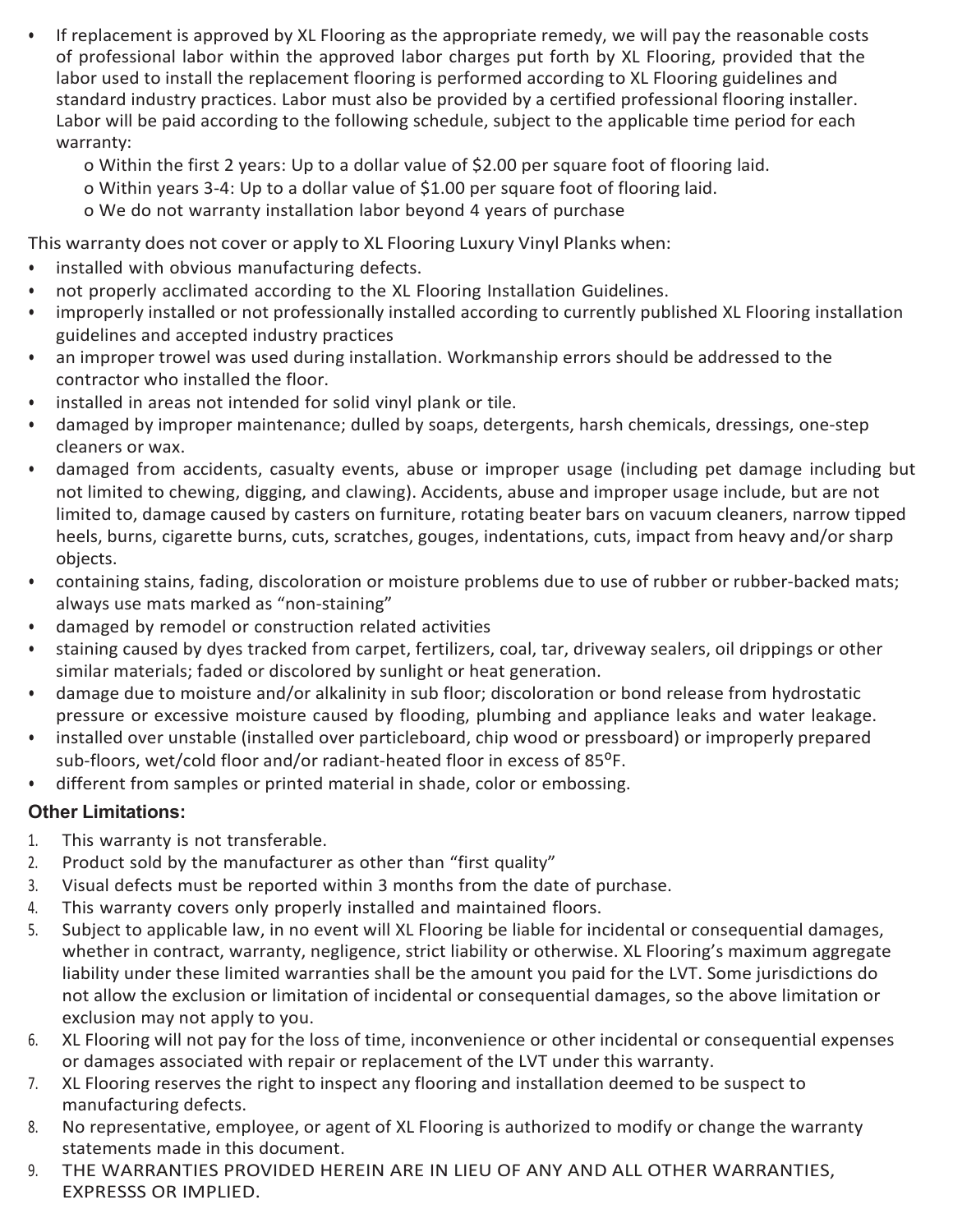- If replacement is approved by XL Flooring as the appropriate remedy, we will pay the reasonable costs of professional labor within the approved labor charges put forth by XL Flooring, provided that the labor used to install the replacement flooring is performed according to XL Flooring guidelines and standard industry practices. Labor must also be provided by a certified professional flooring installer. Labor will be paid according to the following schedule, subject to the applicable time period for each warranty:
  - Within the first 2 years: Up to a dollar value of $2.00 per square foot of flooring laid.
  - Within years 3-4: Up to a dollar value of $1.00 per square foot of flooring laid.
  - We do not warranty installation labor beyond 4 years of purchase

This warranty does not cover or apply to XL Flooring Luxury Vinyl Planks when:

- installed with obvious manufacturing defects.
- not properly acclimated according to the XL Flooring Installation Guidelines.
- improperly installed or not professionally installed according to currently published XL Flooring installation guidelines and accepted industry practices
- an improper trowel was used during installation. Workmanship errors should be addressed to the contractor who installed the floor.
- installed in areas not intended for solid vinyl plank or tile.
- damaged by improper maintenance; dulled by soaps, detergents, harsh chemicals, dressings, one-step cleaners or wax.
- damaged from accidents, casualty events, abuse or improper usage (including pet damage including but not limited to chewing, digging, and clawing). Accidents, abuse and improper usage include, but are not limited to, damage caused by casters on furniture, rotating beater bars on vacuum cleaners, narrow tipped heels, burns, cigarette burns, cuts, scratches, gouges, indentations, cuts, impact from heavy and/or sharp objects.
- containing stains, fading, discoloration or moisture problems due to use of rubber or rubber-backed mats; always use mats marked as "non-staining"
- damaged by remodel or construction related activities
- staining caused by dyes tracked from carpet, fertilizers, coal, tar, driveway sealers, oil drippings or other similar materials; faded or discolored by sunlight or heat generation.
- damage due to moisture and/or alkalinity in sub floor; discoloration or bond release from hydrostatic pressure or excessive moisture caused by flooding, plumbing and appliance leaks and water leakage.
- installed over unstable (installed over particleboard, chip wood or pressboard) or improperly prepared sub-floors, wet/cold floor and/or radiant-heated floor in excess of 85°F.
- different from samples or printed material in shade, color or embossing.

**Other Limitations:**

1. This warranty is not transferable.
2. Product sold by the manufacturer as other than "first quality"
3. Visual defects must be reported within 3 months from the date of purchase.
4. This warranty covers only properly installed and maintained floors.
5. Subject to applicable law, in no event will XL Flooring be liable for incidental or consequential damages, whether in contract, warranty, negligence, strict liability or otherwise. XL Flooring's maximum aggregate liability under these limited warranties shall be the amount you paid for the LVT. Some jurisdictions do not allow the exclusion or limitation of incidental or consequential damages, so the above limitation or exclusion may not apply to you.
6. XL Flooring will not pay for the loss of time, inconvenience or other incidental or consequential expenses or damages associated with repair or replacement of the LVT under this warranty.
7. XL Flooring reserves the right to inspect any flooring and installation deemed to be suspect to manufacturing defects.
8. No representative, employee, or agent of XL Flooring is authorized to modify or change the warranty statements made in this document.
9. THE WARRANTIES PROVIDED HEREIN ARE IN LIEU OF ANY AND ALL OTHER WARRANTIES, EXPRESSS OR IMPLIED.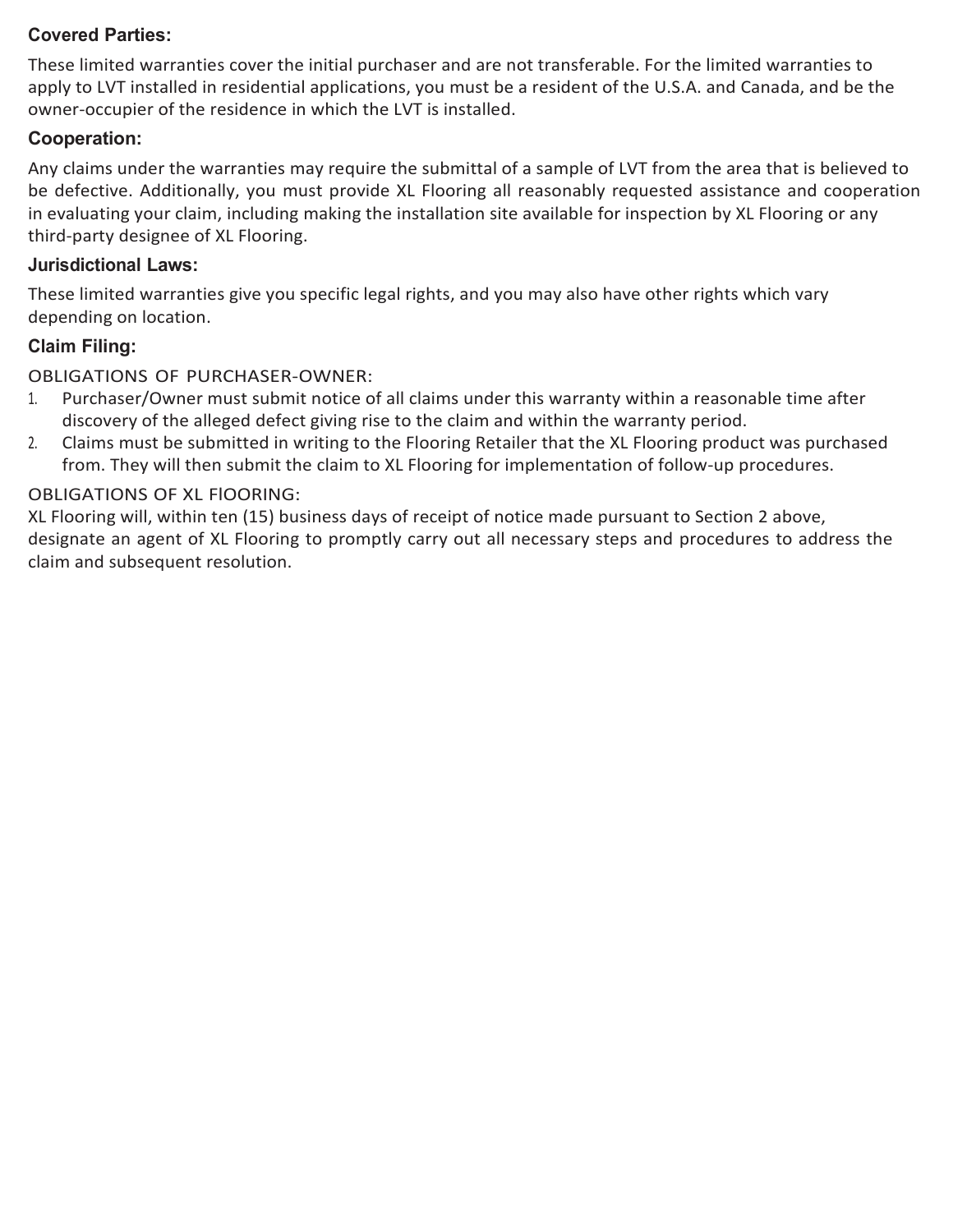### Covered Parties:

These limited warranties cover the initial purchaser and are not transferable. For the limited warranties to apply to LVT installed in residential applications, you must be a resident of the U.S.A. and Canada, and be the owner-occupier of the residence in which the LVT is installed.

### Cooperation:

Any claims under the warranties may require the submittal of a sample of LVT from the area that is believed to be defective. Additionally, you must provide XL Flooring all reasonably requested assistance and cooperation in evaluating your claim, including making the installation site available for inspection by XL Flooring or any third-party designee of XL Flooring.

### Jurisdictional Laws:

These limited warranties give you specific legal rights, and you may also have other rights which vary depending on location.

### Claim Filing:

OBLIGATIONS OF PURCHASER-OWNER:

1. Purchaser/Owner must submit notice of all claims under this warranty within a reasonable time after discovery of the alleged defect giving rise to the claim and within the warranty period.
2. Claims must be submitted in writing to the Flooring Retailer that the XL Flooring product was purchased from. They will then submit the claim to XL Flooring for implementation of follow-up procedures.

OBLIGATIONS OF XL FlOORING:

XL Flooring will, within ten (15) business days of receipt of notice made pursuant to Section 2 above, designate an agent of XL Flooring to promptly carry out all necessary steps and procedures to address the claim and subsequent resolution.